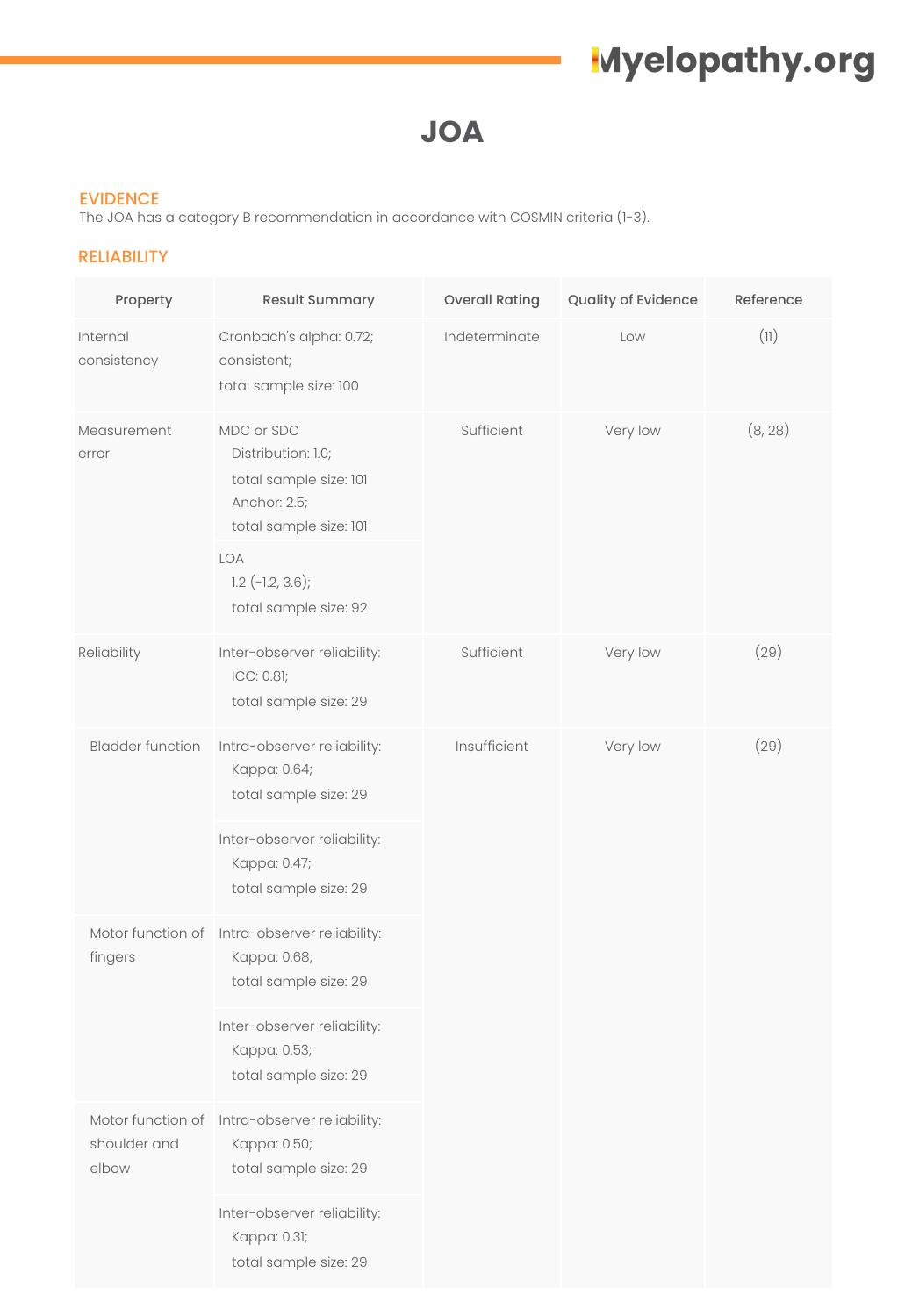# JOA

## EVIDENCE

The JOA has a category B recommendation in accordance with COSMIN criteria (1-3).

## RELIABILITY

| Property | Result Summary | Overall Rating | Quality of Evidence | Reference |
|---|---|---|---|---|
| Internal consistency | Cronbach's alpha: 0.72; consistent; total sample size: 100 | Indeterminate | Low | (11) |
| Measurement error | MDC or SDC Distribution: 1.0; total sample size: 101 Anchor: 2.5; total sample size: 101 | Sufficient | Very low | (8, 28) |
| | LOA 1.2 (-1.2, 3.6); total sample size: 92 | | | |
| Reliability | Inter-observer reliability: ICC: 0.81; total sample size: 29 | Sufficient | Very low | (29) |
| Bladder function | Intra-observer reliability: Kappa: 0.64; total sample size: 29 | Insufficient | Very low | (29) |
| | Inter-observer reliability: Kappa: 0.47; total sample size: 29 | | | |
| Motor function of fingers | Intra-observer reliability: Kappa: 0.68; total sample size: 29 | | | |
| | Inter-observer reliability: Kappa: 0.53; total sample size: 29 | | | |
| Motor function of shoulder and elbow | Intra-observer reliability: Kappa: 0.50; total sample size: 29 | | | |
| | Inter-observer reliability: Kappa: 0.31; total sample size: 29 | | | |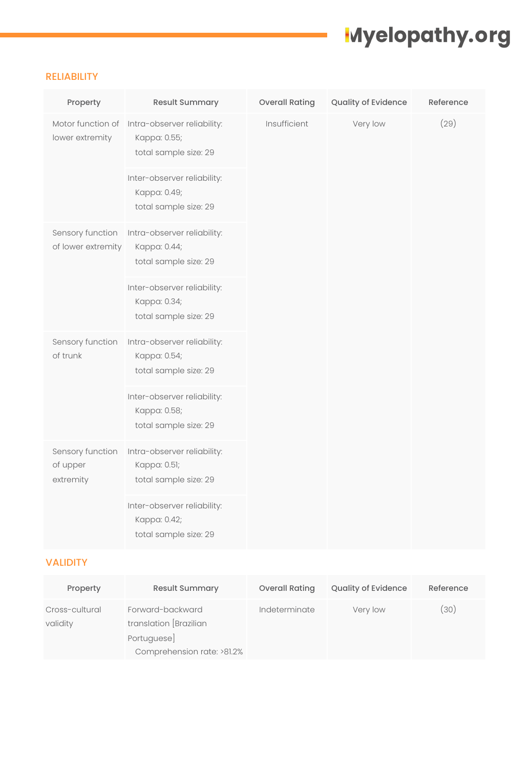## RELIABILITY

| Property | Result Summary | Overall Rating | Quality of Evidence | Reference |
|---|---|---|---|---|
| Motor function of lower extremity | Intra-observer reliability: Kappa: 0.55; total sample size: 29 | Insufficient | Very low | (29) |
| | Inter-observer reliability: Kappa: 0.49; total sample size: 29 | | | |
| Sensory function of lower extremity | Intra-observer reliability: Kappa: 0.44; total sample size: 29 | | | |
| | Inter-observer reliability: Kappa: 0.34; total sample size: 29 | | | |
| Sensory function of trunk | Intra-observer reliability: Kappa: 0.54; total sample size: 29 | | | |
| | Inter-observer reliability: Kappa: 0.58; total sample size: 29 | | | |
| Sensory function of upper extremity | Intra-observer reliability: Kappa: 0.51; total sample size: 29 | | | |
| | Inter-observer reliability: Kappa: 0.42; total sample size: 29 | | | |

## VALIDITY

| Property | Result Summary | Overall Rating | Quality of Evidence | Reference |
|---|---|---|---|---|
| Cross-cultural validity | Forward-backward translation [Brazilian Portuguese] Comprehension rate: >81.2% | Indeterminate | Very low | (30) |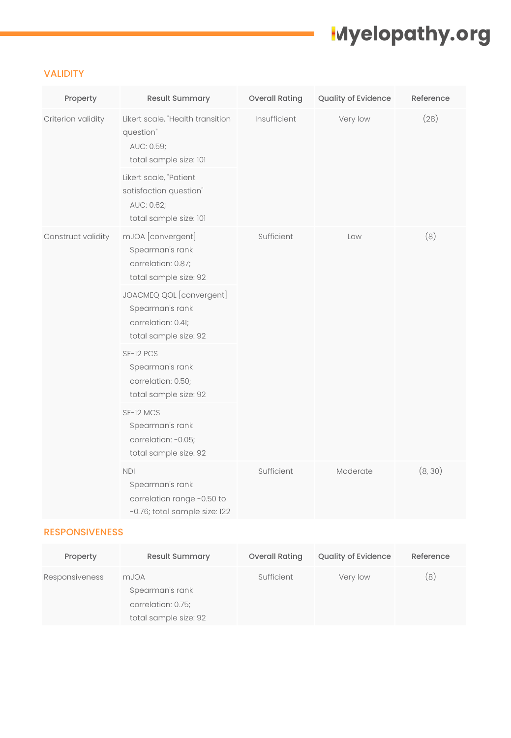## VALIDITY

| Property | Result Summary | Overall Rating | Quality of Evidence | Reference |
|---|---|---|---|---|
| Criterion validity | Likert scale, "Health transition question" AUC: 0.59; total sample size: 101 | Insufficient | Very low | (28) |
| | Likert scale, "Patient satisfaction question" AUC: 0.62; total sample size: 101 | | | |
| Construct validity | mJOA [convergent] Spearman's rank correlation: 0.87; total sample size: 92 | Sufficient | Low | (8) |
| | JOACMEQ QOL [convergent] Spearman's rank correlation: 0.41; total sample size: 92 | | | |
| | SF-12 PCS Spearman's rank correlation: 0.50; total sample size: 92 | | | |
| | SF-12 MCS Spearman's rank correlation: -0.05; total sample size: 92 | | | |
| | NDI Spearman's rank correlation range -0.50 to -0.76; total sample size: 122 | Sufficient | Moderate | (8, 30) |

## RESPONSIVENESS

| Property | Result Summary | Overall Rating | Quality of Evidence | Reference |
|---|---|---|---|---|
| Responsiveness | mJOA Spearman's rank correlation: 0.75; total sample size: 92 | Sufficient | Very low | (8) |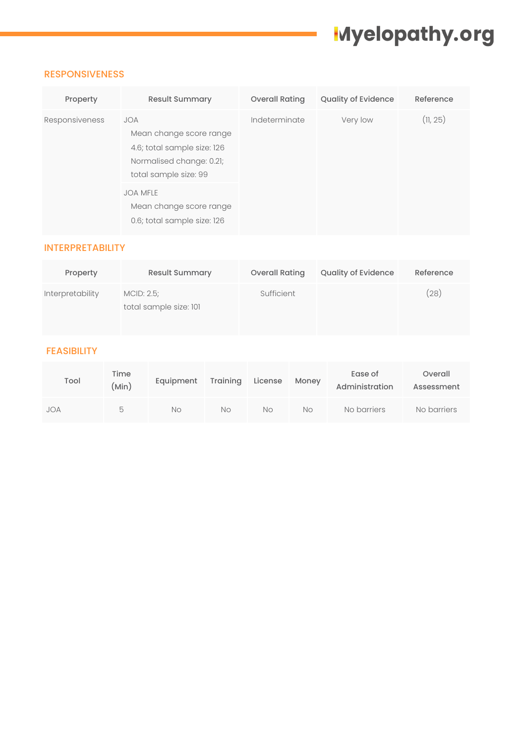## RESPONSIVENESS

| Property | Result Summary | Overall Rating | Quality of Evidence | Reference |
|---|---|---|---|---|
| Responsiveness | JOA<br>Mean change score range 4.6; total sample size: 126<br>Normalised change: 0.21; total sample size: 99<br>JOA MFLE<br>Mean change score range 0.6; total sample size: 126 | Indeterminate | Very low | (11, 25) |

## INTERPRETABILITY

| Property | Result Summary | Overall Rating | Quality of Evidence | Reference |
|---|---|---|---|---|
| Interpretability | MCID: 2.5;<br>total sample size: 101 | Sufficient | | (28) |

## FEASIBILITY

| Tool | Time (Min) | Equipment | Training | License | Money | Ease of Administration | Overall Assessment |
|---|---|---|---|---|---|---|---|
| JOA | 5 | No | No | No | No | No barriers | No barriers |